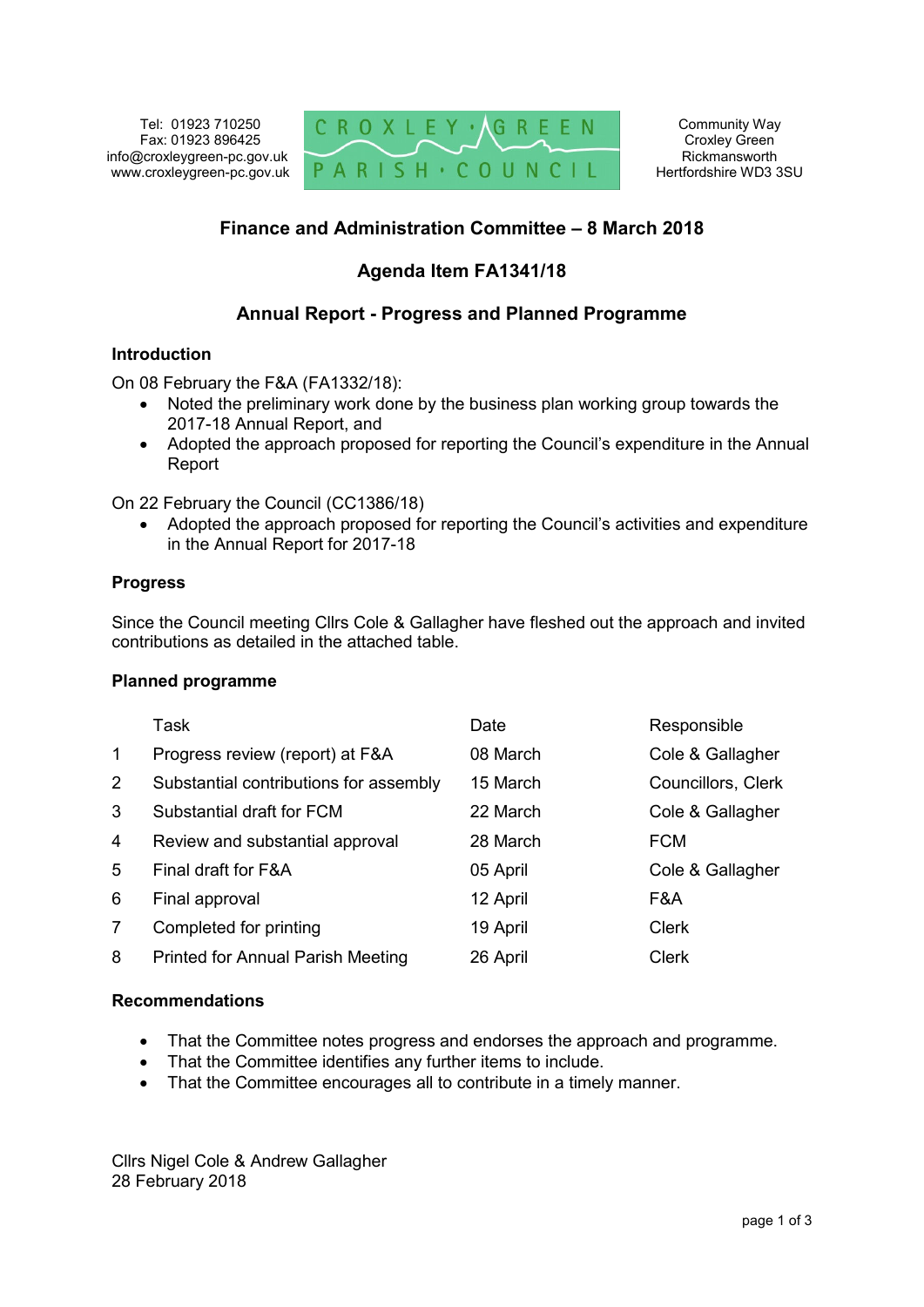Tel: 01923 710250
Fax: 01923 896425
info@croxleygreen-pc.gov.uk
www.croxleygreen-pc.gov.uk

CROXLEY GREEN PARISH COUNCIL

Community Way
Croxley Green
Rickmansworth
Hertfordshire WD3 3SU

## Finance and Administration Committee – 8 March 2018

## Agenda Item FA1341/18

## Annual Report - Progress and Planned Programme

### Introduction

On 08 February the F&A (FA1332/18):

- Noted the preliminary work done by the business plan working group towards the 2017-18 Annual Report, and
- Adopted the approach proposed for reporting the Council's expenditure in the Annual Report

On 22 February the Council (CC1386/18)

- Adopted the approach proposed for reporting the Council's activities and expenditure in the Annual Report for 2017-18

### Progress

Since the Council meeting Cllrs Cole & Gallagher have fleshed out the approach and invited contributions as detailed in the attached table.

### Planned programme

| | Task | Date | Responsible |
|---|---|---|---|
| 1 | Progress review (report) at F&A | 08 March | Cole & Gallagher |
| 2 | Substantial contributions for assembly | 15 March | Councillors, Clerk |
| 3 | Substantial draft for FCM | 22 March | Cole & Gallagher |
| 4 | Review and substantial approval | 28 March | FCM |
| 5 | Final draft for F&A | 05 April | Cole & Gallagher |
| 6 | Final approval | 12 April | F&A |
| 7 | Completed for printing | 19 April | Clerk |
| 8 | Printed for Annual Parish Meeting | 26 April | Clerk |

### Recommendations

- That the Committee notes progress and endorses the approach and programme.
- That the Committee identifies any further items to include.
- That the Committee encourages all to contribute in a timely manner.

Cllrs Nigel Cole & Andrew Gallagher
28 February 2018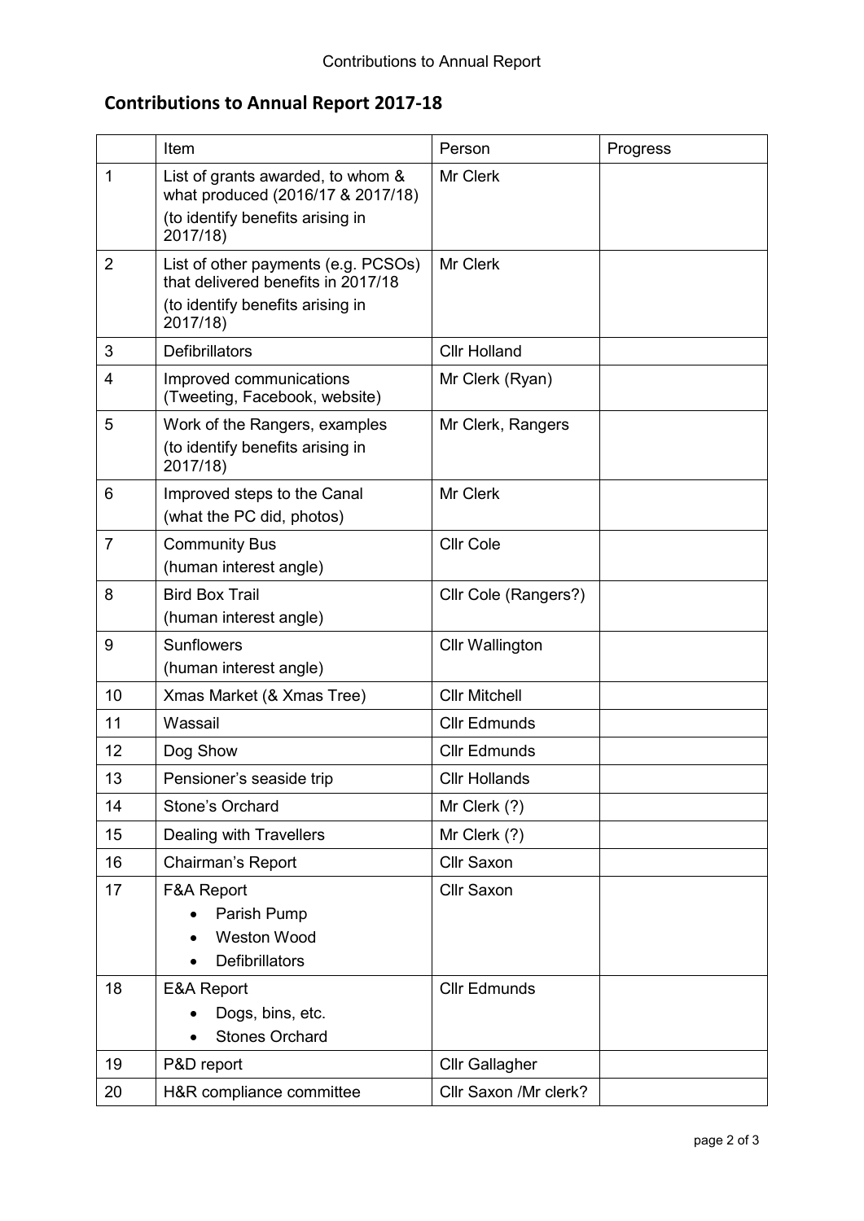## Contributions to Annual Report 2017-18

| | Item | Person | Progress |
|---|---|---|---|
| 1 | List of grants awarded, to whom & what produced (2016/17 & 2017/18)<br>(to identify benefits arising in 2017/18) | Mr Clerk | |
| 2 | List of other payments (e.g. PCSOs) that delivered benefits in 2017/18<br>(to identify benefits arising in 2017/18) | Mr Clerk | |
| 3 | Defibrillators | Cllr Holland | |
| 4 | Improved communications (Tweeting, Facebook, website) | Mr Clerk (Ryan) | |
| 5 | Work of the Rangers, examples<br>(to identify benefits arising in 2017/18) | Mr Clerk, Rangers | |
| 6 | Improved steps to the Canal<br>(what the PC did, photos) | Mr Clerk | |
| 7 | Community Bus<br>(human interest angle) | Cllr Cole | |
| 8 | Bird Box Trail<br>(human interest angle) | Cllr Cole (Rangers?) | |
| 9 | Sunflowers<br>(human interest angle) | Cllr Wallington | |
| 10 | Xmas Market (& Xmas Tree) | Cllr Mitchell | |
| 11 | Wassail | Cllr Edmunds | |
| 12 | Dog Show | Cllr Edmunds | |
| 13 | Pensioner's seaside trip | Cllr Hollands | |
| 14 | Stone's Orchard | Mr Clerk (?) | |
| 15 | Dealing with Travellers | Mr Clerk (?) | |
| 16 | Chairman's Report | Cllr Saxon | |
| 17 | F&A Report<br>• Parish Pump<br>• Weston Wood<br>• Defibrillators | Cllr Saxon | |
| 18 | E&A Report<br>• Dogs, bins, etc.<br>• Stones Orchard | Cllr Edmunds | |
| 19 | P&D report | Cllr Gallagher | |
| 20 | H&R compliance committee | Cllr Saxon /Mr clerk? | |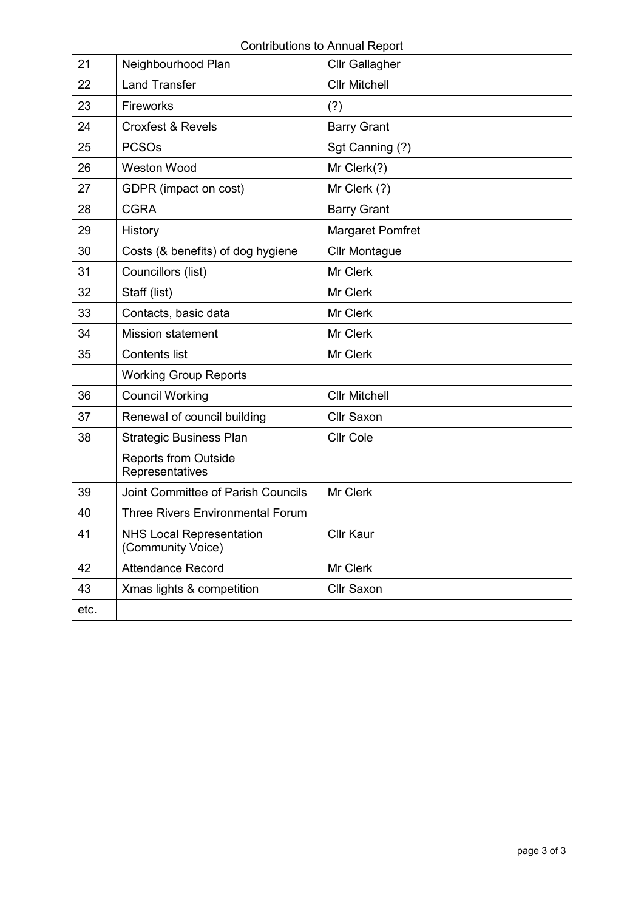Contributions to Annual Report

| | | | |
|---|---|---|---|
| 21 | Neighbourhood Plan | Cllr Gallagher | |
| 22 | Land Transfer | Cllr Mitchell | |
| 23 | Fireworks | (?) | |
| 24 | Croxfest & Revels | Barry Grant | |
| 25 | PCSOs | Sgt Canning (?) | |
| 26 | Weston Wood | Mr Clerk(?) | |
| 27 | GDPR (impact on cost) | Mr Clerk (?) | |
| 28 | CGRA | Barry Grant | |
| 29 | History | Margaret Pomfret | |
| 30 | Costs (& benefits) of dog hygiene | Cllr Montague | |
| 31 | Councillors (list) | Mr Clerk | |
| 32 | Staff (list) | Mr Clerk | |
| 33 | Contacts, basic data | Mr Clerk | |
| 34 | Mission statement | Mr Clerk | |
| 35 | Contents list | Mr Clerk | |
| | Working Group Reports | | |
| 36 | Council Working | Cllr Mitchell | |
| 37 | Renewal of council building | Cllr Saxon | |
| 38 | Strategic Business Plan | Cllr Cole | |
| | Reports from Outside Representatives | | |
| 39 | Joint Committee of Parish Councils | Mr Clerk | |
| 40 | Three Rivers Environmental Forum | | |
| 41 | NHS Local Representation (Community Voice) | Cllr Kaur | |
| 42 | Attendance Record | Mr Clerk | |
| 43 | Xmas lights & competition | Cllr Saxon | |
| etc. | | | |